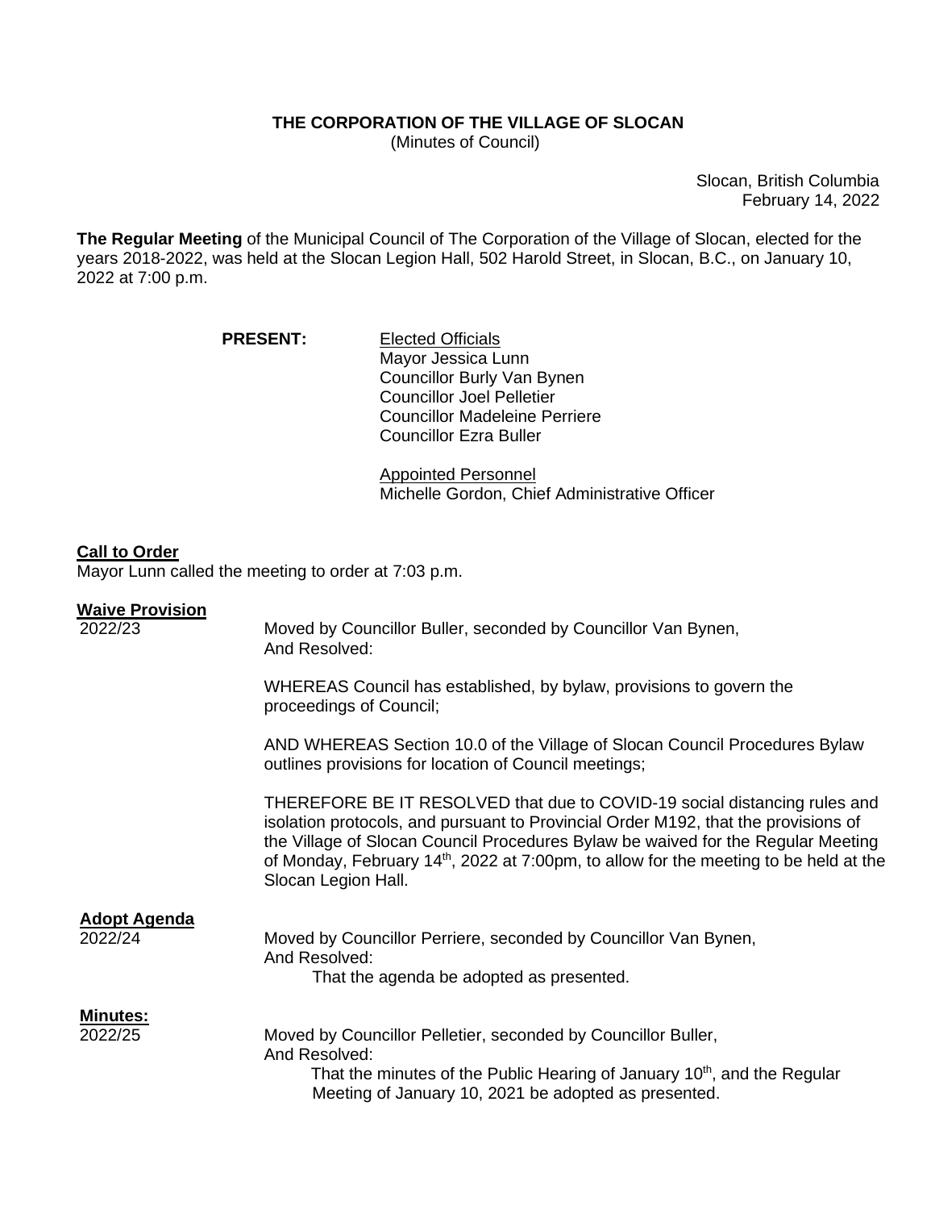# THE CORPORATION OF THE VILLAGE OF SLOCAN

(Minutes of Council)

Slocan, British Columbia
February 14, 2022

**The Regular Meeting** of the Municipal Council of The Corporation of the Village of Slocan, elected for the years 2018-2022, was held at the Slocan Legion Hall, 502 Harold Street, in Slocan, B.C., on January 10, 2022 at 7:00 p.m.

**PRESENT:**

Elected Officials
Mayor Jessica Lunn
Councillor Burly Van Bynen
Councillor Joel Pelletier
Councillor Madeleine Perriere
Councillor Ezra Buller

Appointed Personnel
Michelle Gordon, Chief Administrative Officer

**Call to Order**

Mayor Lunn called the meeting to order at 7:03 p.m.

**Waive Provision**

2022/23

Moved by Councillor Buller, seconded by Councillor Van Bynen,
And Resolved:

WHEREAS Council has established, by bylaw, provisions to govern the proceedings of Council;

AND WHEREAS Section 10.0 of the Village of Slocan Council Procedures Bylaw outlines provisions for location of Council meetings;

THEREFORE BE IT RESOLVED that due to COVID-19 social distancing rules and isolation protocols, and pursuant to Provincial Order M192, that the provisions of the Village of Slocan Council Procedures Bylaw be waived for the Regular Meeting of Monday, February 14th, 2022 at 7:00pm, to allow for the meeting to be held at the Slocan Legion Hall.

**Adopt Agenda**

2022/24

Moved by Councillor Perriere, seconded by Councillor Van Bynen,
And Resolved:
That the agenda be adopted as presented.

**Minutes:**

2022/25

Moved by Councillor Pelletier, seconded by Councillor Buller,
And Resolved:
That the minutes of the Public Hearing of January 10th, and the Regular Meeting of January 10, 2021 be adopted as presented.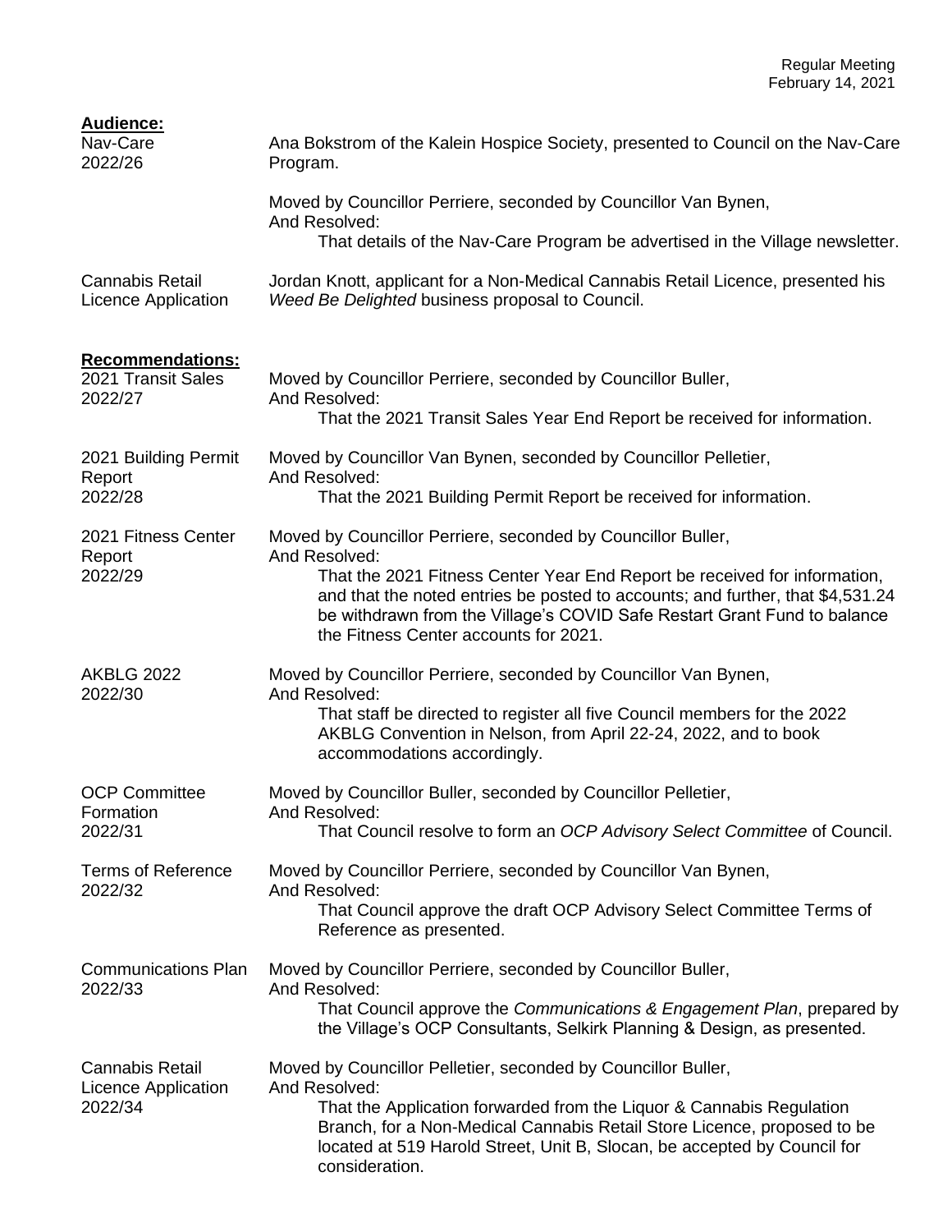**Audience:**

Nav-Care
2022/26

Ana Bokstrom of the Kalein Hospice Society, presented to Council on the Nav-Care Program.

Moved by Councillor Perriere, seconded by Councillor Van Bynen,
And Resolved:
That details of the Nav-Care Program be advertised in the Village newsletter.

Cannabis Retail Licence Application

Jordan Knott, applicant for a Non-Medical Cannabis Retail Licence, presented his *Weed Be Delighted* business proposal to Council.

**Recommendations:**

2021 Transit Sales
2022/27

Moved by Councillor Perriere, seconded by Councillor Buller,
And Resolved:
That the 2021 Transit Sales Year End Report be received for information.

2021 Building Permit Report
2022/28

Moved by Councillor Van Bynen, seconded by Councillor Pelletier,
And Resolved:
That the 2021 Building Permit Report be received for information.

2021 Fitness Center Report
2022/29

Moved by Councillor Perriere, seconded by Councillor Buller,
And Resolved:
That the 2021 Fitness Center Year End Report be received for information, and that the noted entries be posted to accounts; and further, that $4,531.24 be withdrawn from the Village's COVID Safe Restart Grant Fund to balance the Fitness Center accounts for 2021.

AKBLG 2022
2022/30

Moved by Councillor Perriere, seconded by Councillor Van Bynen,
And Resolved:
That staff be directed to register all five Council members for the 2022 AKBLG Convention in Nelson, from April 22-24, 2022, and to book accommodations accordingly.

OCP Committee Formation
2022/31

Moved by Councillor Buller, seconded by Councillor Pelletier,
And Resolved:
That Council resolve to form an *OCP Advisory Select Committee* of Council.

Terms of Reference
2022/32

Moved by Councillor Perriere, seconded by Councillor Van Bynen,
And Resolved:
That Council approve the draft OCP Advisory Select Committee Terms of Reference as presented.

Communications Plan
2022/33

Moved by Councillor Perriere, seconded by Councillor Buller,
And Resolved:
That Council approve the *Communications & Engagement Plan*, prepared by the Village's OCP Consultants, Selkirk Planning & Design, as presented.

Cannabis Retail Licence Application
2022/34

Moved by Councillor Pelletier, seconded by Councillor Buller,
And Resolved:
That the Application forwarded from the Liquor & Cannabis Regulation Branch, for a Non-Medical Cannabis Retail Store Licence, proposed to be located at 519 Harold Street, Unit B, Slocan, be accepted by Council for consideration.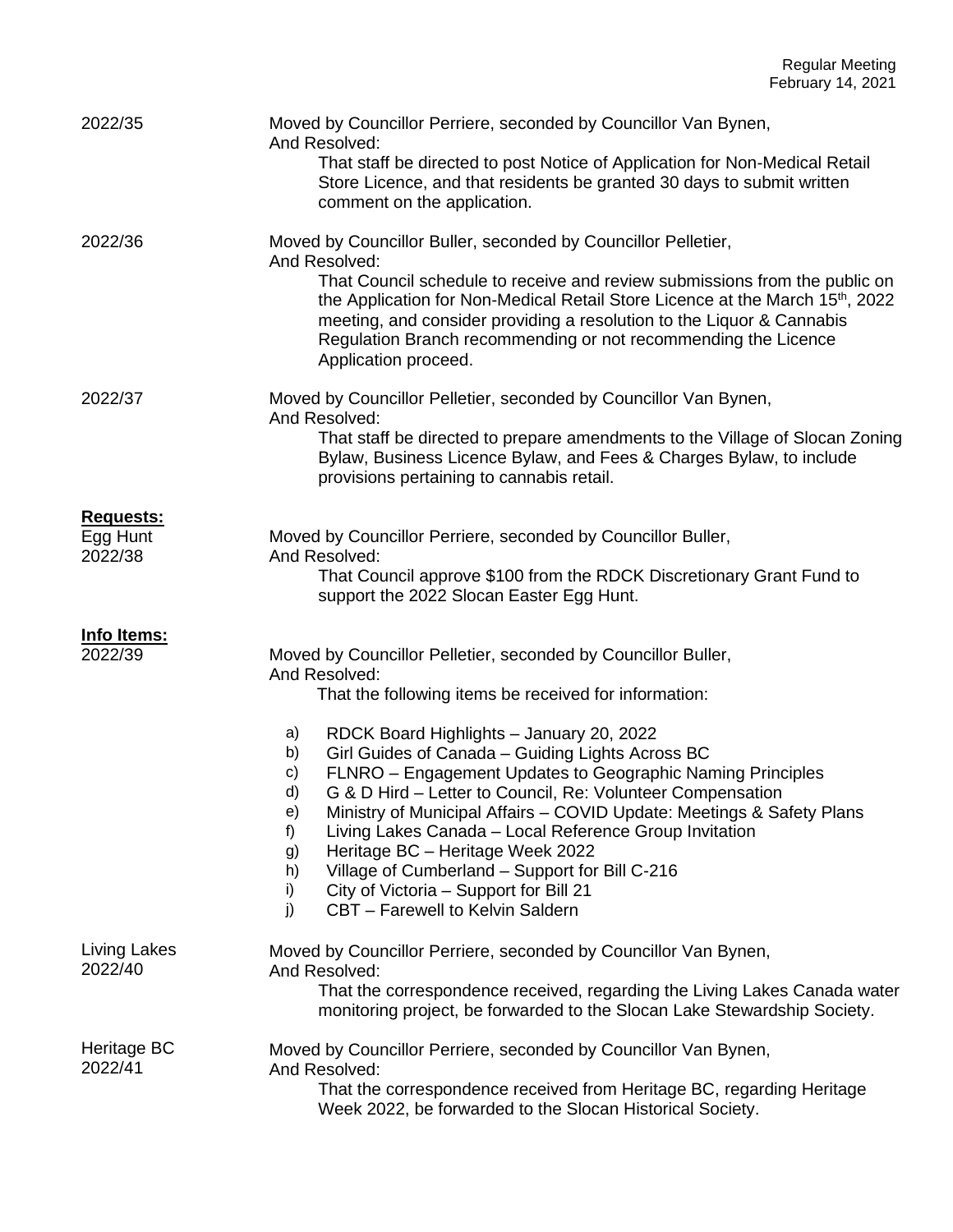2022/35

Moved by Councillor Perriere, seconded by Councillor Van Bynen,
And Resolved:

That staff be directed to post Notice of Application for Non-Medical Retail Store Licence, and that residents be granted 30 days to submit written comment on the application.

2022/36

Moved by Councillor Buller, seconded by Councillor Pelletier,
And Resolved:

That Council schedule to receive and review submissions from the public on the Application for Non-Medical Retail Store Licence at the March 15th, 2022 meeting, and consider providing a resolution to the Liquor & Cannabis Regulation Branch recommending or not recommending the Licence Application proceed.

2022/37

Moved by Councillor Pelletier, seconded by Councillor Van Bynen,
And Resolved:

That staff be directed to prepare amendments to the Village of Slocan Zoning Bylaw, Business Licence Bylaw, and Fees & Charges Bylaw, to include provisions pertaining to cannabis retail.

**Requests:**

Egg Hunt
2022/38

Moved by Councillor Perriere, seconded by Councillor Buller,
And Resolved:

That Council approve $100 from the RDCK Discretionary Grant Fund to support the 2022 Slocan Easter Egg Hunt.

**Info Items:**

2022/39

Moved by Councillor Pelletier, seconded by Councillor Buller,
And Resolved:

That the following items be received for information:

a) RDCK Board Highlights – January 20, 2022
b) Girl Guides of Canada – Guiding Lights Across BC
c) FLNRO – Engagement Updates to Geographic Naming Principles
d) G & D Hird – Letter to Council, Re: Volunteer Compensation
e) Ministry of Municipal Affairs – COVID Update: Meetings & Safety Plans
f) Living Lakes Canada – Local Reference Group Invitation
g) Heritage BC – Heritage Week 2022
h) Village of Cumberland – Support for Bill C-216
i) City of Victoria – Support for Bill 21
j) CBT – Farewell to Kelvin Saldern

Living Lakes
2022/40

Moved by Councillor Perriere, seconded by Councillor Van Bynen,
And Resolved:

That the correspondence received, regarding the Living Lakes Canada water monitoring project, be forwarded to the Slocan Lake Stewardship Society.

Heritage BC
2022/41

Moved by Councillor Perriere, seconded by Councillor Van Bynen,
And Resolved:

That the correspondence received from Heritage BC, regarding Heritage Week 2022, be forwarded to the Slocan Historical Society.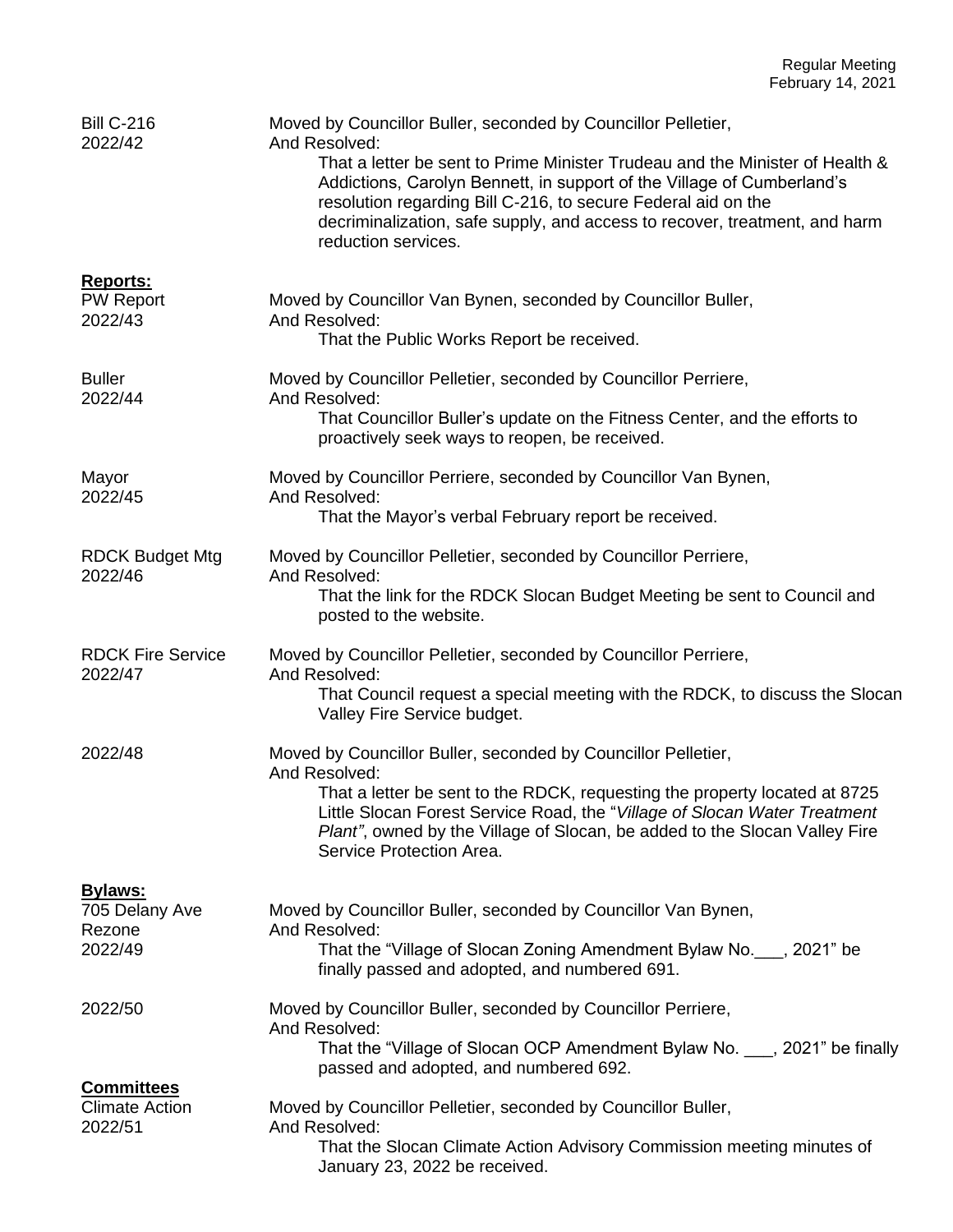**Bill C-216**
**2022/42**

Moved by Councillor Buller, seconded by Councillor Pelletier,
And Resolved:

That a letter be sent to Prime Minister Trudeau and the Minister of Health & Addictions, Carolyn Bennett, in support of the Village of Cumberland's resolution regarding Bill C-216, to secure Federal aid on the decriminalization, safe supply, and access to recover, treatment, and harm reduction services.

## Reports:

**PW Report**
**2022/43**

Moved by Councillor Van Bynen, seconded by Councillor Buller,
And Resolved:

That the Public Works Report be received.

**Buller**
**2022/44**

Moved by Councillor Pelletier, seconded by Councillor Perriere,
And Resolved:

That Councillor Buller's update on the Fitness Center, and the efforts to proactively seek ways to reopen, be received.

**Mayor**
**2022/45**

Moved by Councillor Perriere, seconded by Councillor Van Bynen,
And Resolved:

That the Mayor's verbal February report be received.

**RDCK Budget Mtg**
**2022/46**

Moved by Councillor Pelletier, seconded by Councillor Perriere,
And Resolved:

That the link for the RDCK Slocan Budget Meeting be sent to Council and posted to the website.

**RDCK Fire Service**
**2022/47**

Moved by Councillor Pelletier, seconded by Councillor Perriere,
And Resolved:

That Council request a special meeting with the RDCK, to discuss the Slocan Valley Fire Service budget.

**2022/48**

Moved by Councillor Buller, seconded by Councillor Pelletier,
And Resolved:

That a letter be sent to the RDCK, requesting the property located at 8725 Little Slocan Forest Service Road, the "*Village of Slocan Water Treatment Plant"*, owned by the Village of Slocan, be added to the Slocan Valley Fire Service Protection Area.

## Bylaws:

**705 Delany Ave Rezone**
**2022/49**

Moved by Councillor Buller, seconded by Councillor Van Bynen,
And Resolved:

That the "Village of Slocan Zoning Amendment Bylaw No.___, 2021" be finally passed and adopted, and numbered 691.

**2022/50**

Moved by Councillor Buller, seconded by Councillor Perriere,
And Resolved:

That the "Village of Slocan OCP Amendment Bylaw No. ___, 2021" be finally passed and adopted, and numbered 692.

## Committees

**Climate Action**
**2022/51**

Moved by Councillor Pelletier, seconded by Councillor Buller,
And Resolved:

That the Slocan Climate Action Advisory Commission meeting minutes of January 23, 2022 be received.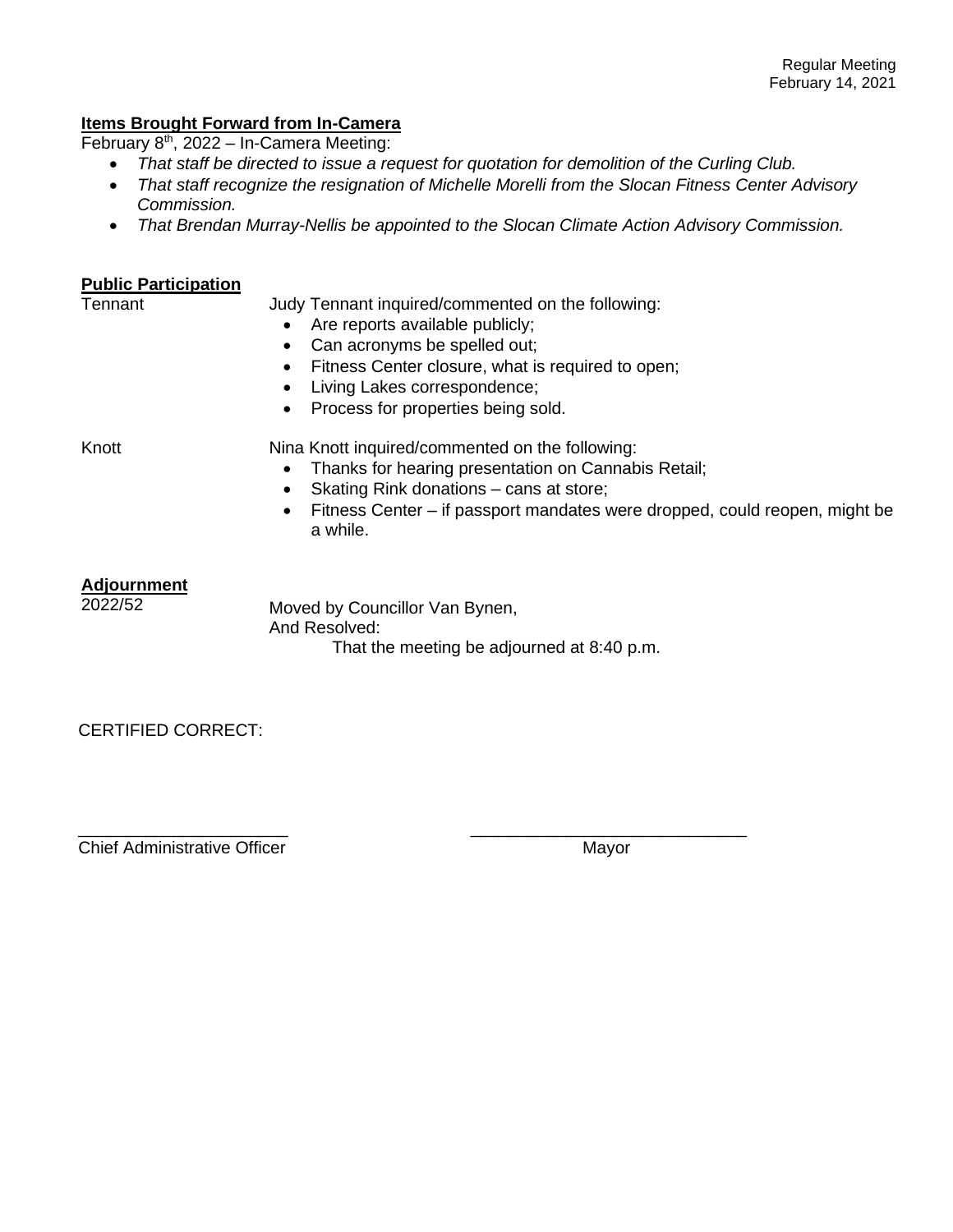### Items Brought Forward from In-Camera

February 8th, 2022 – In-Camera Meeting:

- *That staff be directed to issue a request for quotation for demolition of the Curling Club.*
- *That staff recognize the resignation of Michelle Morelli from the Slocan Fitness Center Advisory Commission.*
- *That Brendan Murray-Nellis be appointed to the Slocan Climate Action Advisory Commission.*

### Public Participation

Tennant

Judy Tennant inquired/commented on the following:

- Are reports available publicly;
- Can acronyms be spelled out;
- Fitness Center closure, what is required to open;
- Living Lakes correspondence;
- Process for properties being sold.

Knott

Nina Knott inquired/commented on the following:

- Thanks for hearing presentation on Cannabis Retail;
- Skating Rink donations – cans at store;
- Fitness Center – if passport mandates were dropped, could reopen, might be a while.

### Adjournment

2022/52

Moved by Councillor Van Bynen,
And Resolved:

That the meeting be adjourned at 8:40 p.m.

CERTIFIED CORRECT:

\_\_\_\_\_\_\_\_\_\_\_\_\_\_\_\_\_\_\_\_\_\_\_
Chief Administrative Officer

\_\_\_\_\_\_\_\_\_\_\_\_\_\_\_\_\_\_\_\_\_\_\_\_\_\_\_\_\_\_
Mayor